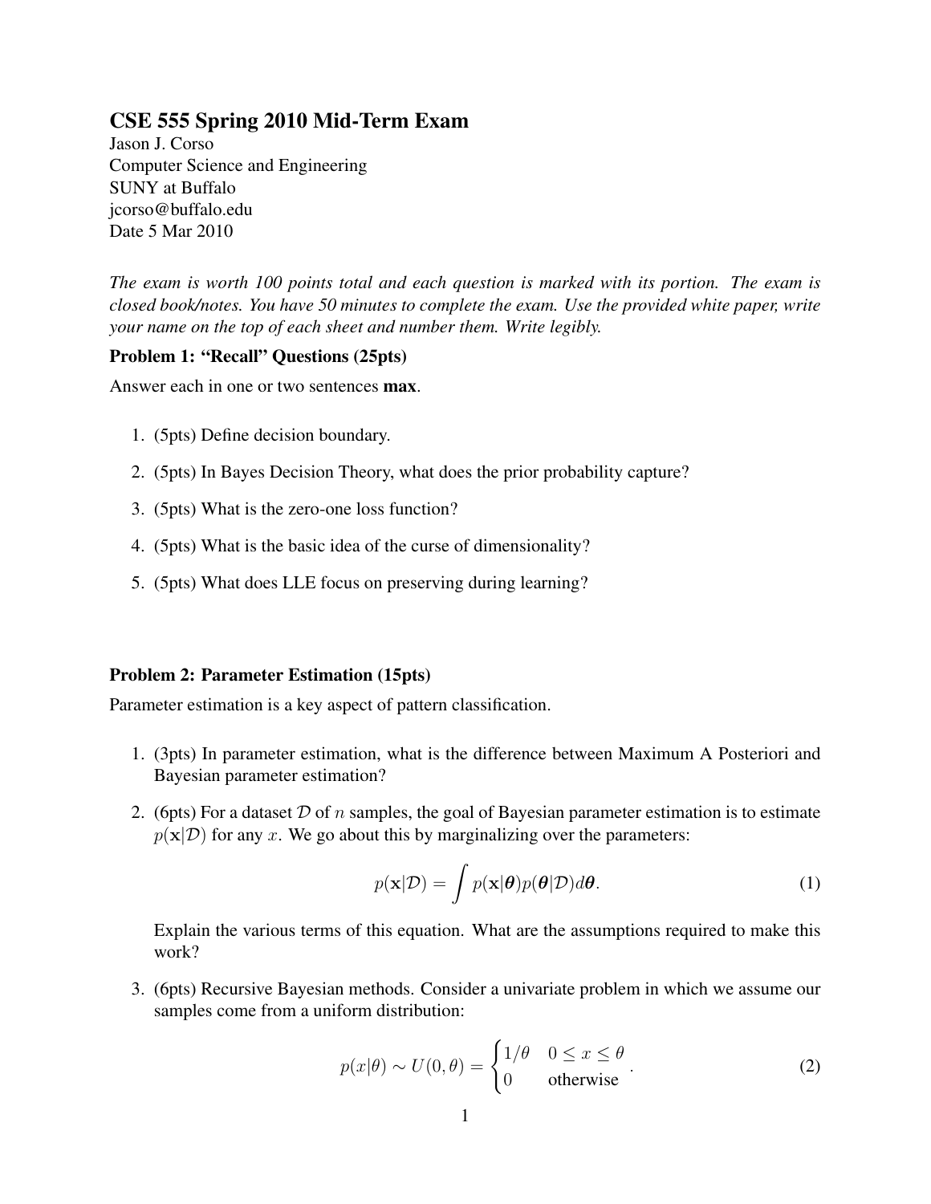# CSE 555 Spring 2010 Mid-Term Exam

Jason J. Corso
Computer Science and Engineering
SUNY at Buffalo
jcorso@buffalo.edu
Date 5 Mar 2010

*The exam is worth 100 points total and each question is marked with its portion. The exam is closed book/notes. You have 50 minutes to complete the exam. Use the provided white paper, write your name on the top of each sheet and number them. Write legibly.*

### Problem 1: "Recall" Questions (25pts)

Answer each in one or two sentences **max**.

1. (5pts) Define decision boundary.
2. (5pts) In Bayes Decision Theory, what does the prior probability capture?
3. (5pts) What is the zero-one loss function?
4. (5pts) What is the basic idea of the curse of dimensionality?
5. (5pts) What does LLE focus on preserving during learning?

### Problem 2: Parameter Estimation (15pts)

Parameter estimation is a key aspect of pattern classification.

1. (3pts) In parameter estimation, what is the difference between Maximum A Posteriori and Bayesian parameter estimation?
2. (6pts) For a dataset $\mathcal{D}$ of $n$ samples, the goal of Bayesian parameter estimation is to estimate $p(\mathbf{x}|\mathcal{D})$ for any $x$. We go about this by marginalizing over the parameters:

$$p(\mathbf{x}|\mathcal{D}) = \int p(\mathbf{x}|\boldsymbol{\theta})p(\boldsymbol{\theta}|\mathcal{D})d\boldsymbol{\theta}. \tag{1}$$

   Explain the various terms of this equation. What are the assumptions required to make this work?

3. (6pts) Recursive Bayesian methods. Consider a univariate problem in which we assume our samples come from a uniform distribution:

$$p(x|\theta) \sim U(0, \theta) = \begin{cases} 1/\theta & 0 \leq x \leq \theta \\ 0 & \text{otherwise} \end{cases}. \tag{2}$$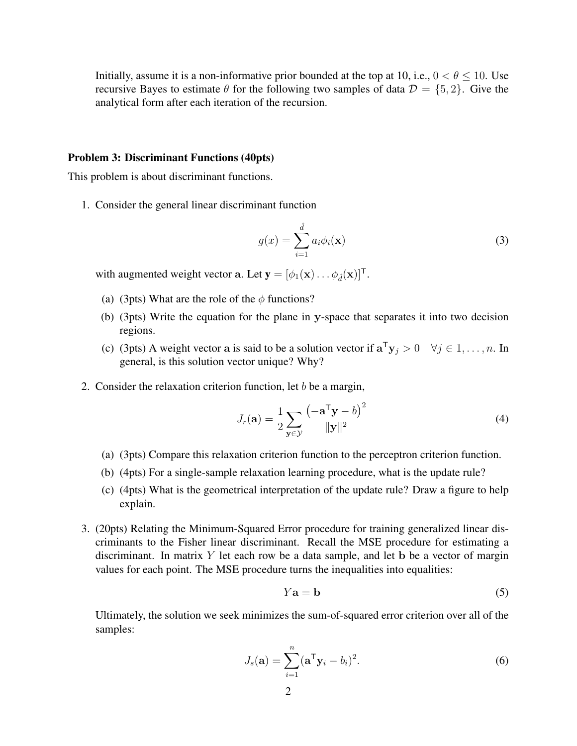Initially, assume it is a non-informative prior bounded at the top at 10, i.e., $0 < \theta \leq 10$. Use recursive Bayes to estimate $\theta$ for the following two samples of data $\mathcal{D} = \{5, 2\}$. Give the analytical form after each iteration of the recursion.

### Problem 3: Discriminant Functions (40pts)

This problem is about discriminant functions.

1. Consider the general linear discriminant function

$$g(x) = \sum_{i=1}^{\hat{d}} a_i \phi_i(\mathbf{x}) \tag{3}$$

   with augmented weight vector $\mathbf{a}$. Let $\mathbf{y} = [\phi_1(\mathbf{x}) \dots \phi_{\hat{d}}(\mathbf{x})]^\mathsf{T}$.

   (a) (3pts) What are the role of the $\phi$ functions?

   (b) (3pts) Write the equation for the plane in $\mathbf{y}$-space that separates it into two decision regions.

   (c) (3pts) A weight vector $\mathbf{a}$ is said to be a solution vector if $\mathbf{a}^\mathsf{T}\mathbf{y}_j > 0 \quad \forall j \in 1, \dots, n$. In general, is this solution vector unique? Why?

2. Consider the relaxation criterion function, let $b$ be a margin,

$$J_r(\mathbf{a}) = \frac{1}{2} \sum_{\mathbf{y} \in \mathcal{Y}} \frac{\left(-\mathbf{a}^\mathsf{T}\mathbf{y} - b\right)^2}{\|\mathbf{y}\|^2} \tag{4}$$

   (a) (3pts) Compare this relaxation criterion function to the perceptron criterion function.

   (b) (4pts) For a single-sample relaxation learning procedure, what is the update rule?

   (c) (4pts) What is the geometrical interpretation of the update rule? Draw a figure to help explain.

3. (20pts) Relating the Minimum-Squared Error procedure for training generalized linear discriminants to the Fisher linear discriminant. Recall the MSE procedure for estimating a discriminant. In matrix $Y$ let each row be a data sample, and let $\mathbf{b}$ be a vector of margin values for each point. The MSE procedure turns the inequalities into equalities:

$$Y\mathbf{a} = \mathbf{b} \tag{5}$$

   Ultimately, the solution we seek minimizes the sum-of-squared error criterion over all of the samples:

$$J_s(\mathbf{a}) = \sum_{i=1}^{n} (\mathbf{a}^\mathsf{T}\mathbf{y}_i - b_i)^2. \tag{6}$$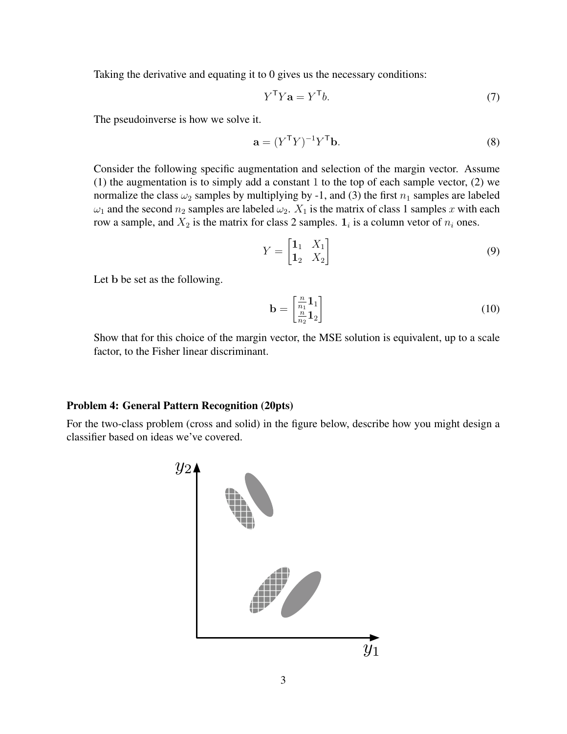Taking the derivative and equating it to 0 gives us the necessary conditions:

$$Y^{\mathsf{T}} Y \mathbf{a} = Y^{\mathsf{T}} b. \tag{7}$$

The pseudoinverse is how we solve it.

$$\mathbf{a} = (Y^{\mathsf{T}} Y)^{-1} Y^{\mathsf{T}} \mathbf{b}. \tag{8}$$

Consider the following specific augmentation and selection of the margin vector. Assume (1) the augmentation is to simply add a constant 1 to the top of each sample vector, (2) we normalize the class $\omega_2$ samples by multiplying by -1, and (3) the first $n_1$ samples are labeled $\omega_1$ and the second $n_2$ samples are labeled $\omega_2$. $X_1$ is the matrix of class 1 samples $x$ with each row a sample, and $X_2$ is the matrix for class 2 samples. $\mathbf{1}_i$ is a column vetor of $n_i$ ones.

$$Y = \begin{bmatrix} \mathbf{1}_1 & X_1 \\ \mathbf{1}_2 & X_2 \end{bmatrix} \tag{9}$$

Let $\mathbf{b}$ be set as the following.

$$\mathbf{b} = \begin{bmatrix} \frac{n}{n_1} \mathbf{1}_1 \\ \frac{n}{n_2} \mathbf{1}_2 \end{bmatrix} \tag{10}$$

Show that for this choice of the margin vector, the MSE solution is equivalent, up to a scale factor, to the Fisher linear discriminant.

### Problem 4: General Pattern Recognition (20pts)

For the two-class problem (cross and solid) in the figure below, describe how you might design a classifier based on ideas we've covered.

$y_2$

$y_1$